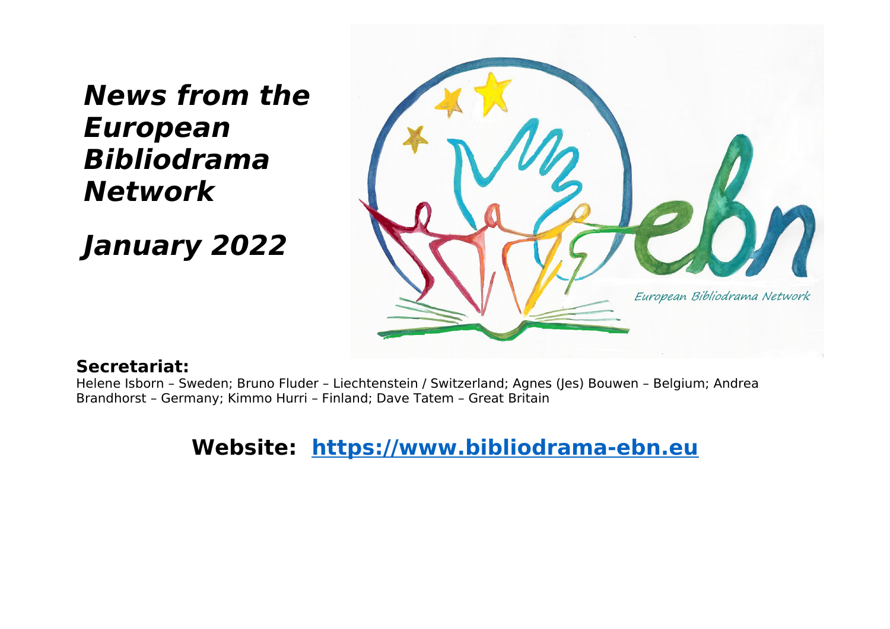# *News from the European Bibliodrama Network*

## *January 2022*

**Secretariat:**
Helene Isborn – Sweden; Bruno Fluder – Liechtenstein / Switzerland; Agnes (Jes) Bouwen – Belgium; Andrea Brandhorst – Germany; Kimmo Hurri – Finland; Dave Tatem – Great Britain

**Website: [https://www.bibliodrama-ebn.eu](https://www.bibliodrama-ebn.eu)**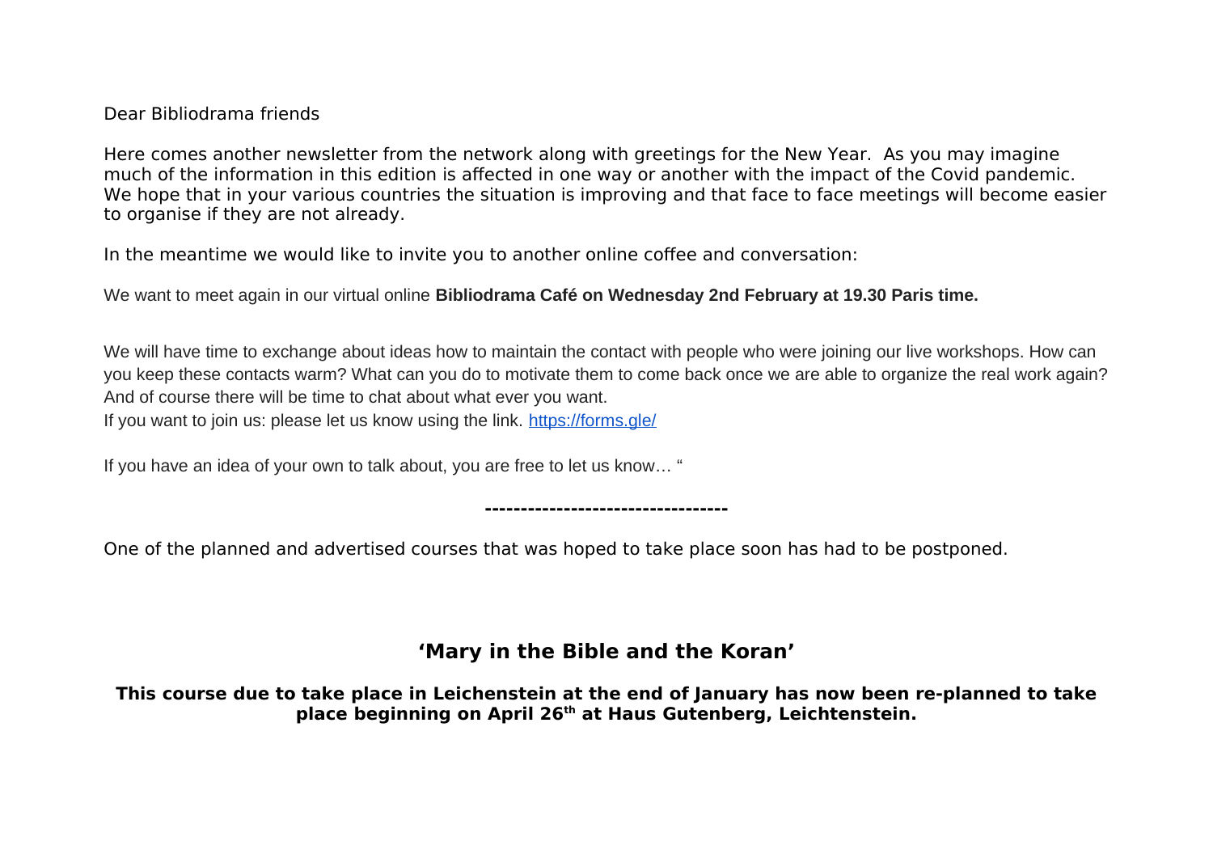Dear Bibliodrama friends

Here comes another newsletter from the network along with greetings for the New Year. As you may imagine much of the information in this edition is affected in one way or another with the impact of the Covid pandemic. We hope that in your various countries the situation is improving and that face to face meetings will become easier to organise if they are not already.

In the meantime we would like to invite you to another online coffee and conversation:

We want to meet again in our virtual online **Bibliodrama Café on Wednesday 2nd February at 19.30 Paris time.**

We will have time to exchange about ideas how to maintain the contact with people who were joining our live workshops. How can you keep these contacts warm? What can you do to motivate them to come back once we are able to organize the real work again? And of course there will be time to chat about what ever you want.
If you want to join us: please let us know using the link. [https://forms.gle/](https://forms.gle/)

If you have an idea of your own to talk about, you are free to let us know… "

**---------------------------------**

One of the planned and advertised courses that was hoped to take place soon has had to be postponed.

## 'Mary in the Bible and the Koran'

**This course due to take place in Leichenstein at the end of January has now been re-planned to take place beginning on April 26th at Haus Gutenberg, Leichtenstein.**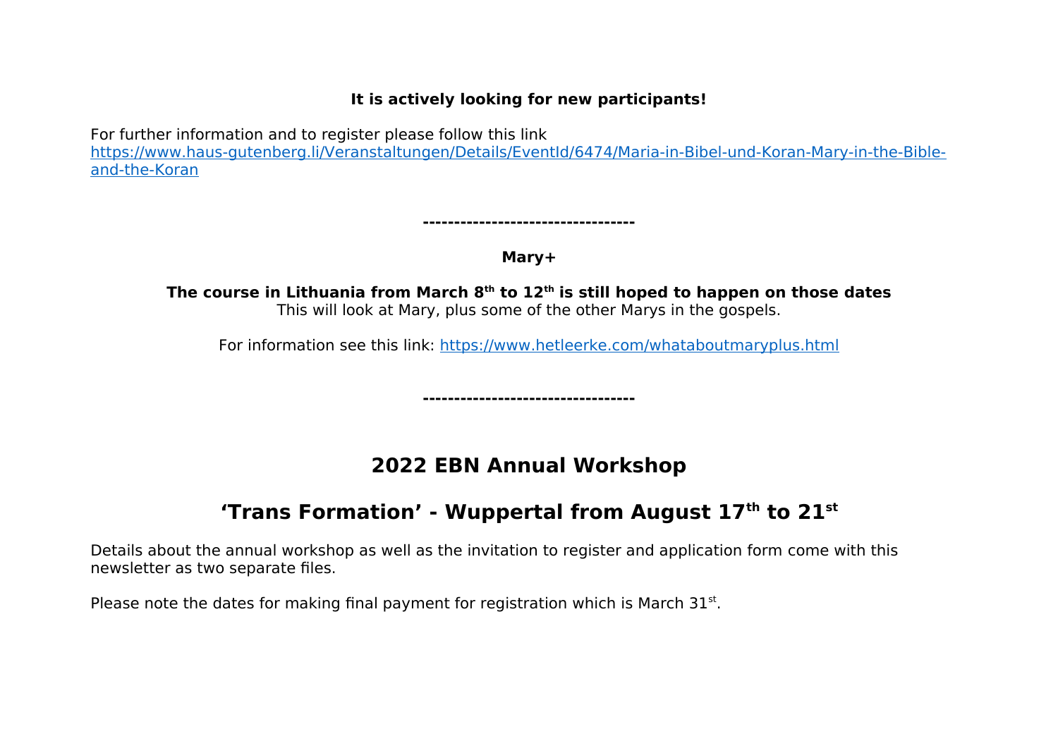**It is actively looking for new participants!**

For further information and to register please follow this link
[https://www.haus-gutenberg.li/Veranstaltungen/Details/EventId/6474/Maria-in-Bibel-und-Koran-Mary-in-the-Bible-and-the-Koran](https://www.haus-gutenberg.li/Veranstaltungen/Details/EventId/6474/Maria-in-Bibel-und-Koran-Mary-in-the-Bible-and-the-Koran)

**---------------------------------**

**Mary+**

**The course in Lithuania from March 8th to 12th is still hoped to happen on those dates**
This will look at Mary, plus some of the other Marys in the gospels.

For information see this link: [https://www.hetleerke.com/whataboutmaryplus.html](https://www.hetleerke.com/whataboutmaryplus.html)

**---------------------------------**

## 2022 EBN Annual Workshop

## 'Trans Formation' - Wuppertal from August 17th to 21st

Details about the annual workshop as well as the invitation to register and application form come with this newsletter as two separate files.

Please note the dates for making final payment for registration which is March 31st.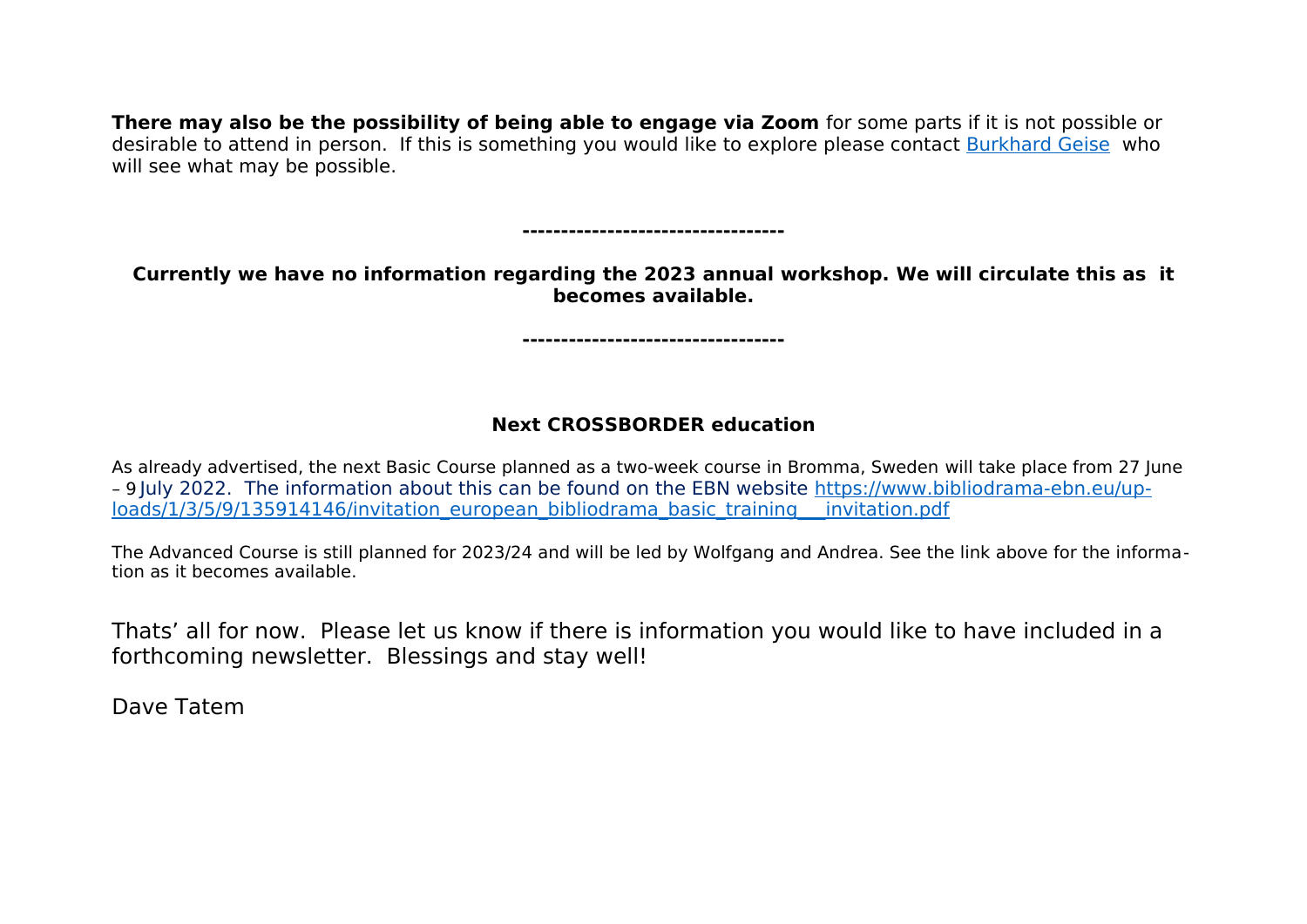**There may also be the possibility of being able to engage via Zoom** for some parts if it is not possible or desirable to attend in person. If this is something you would like to explore please contact Burkhard Geise who will see what may be possible.

**---------------------------------**

**Currently we have no information regarding the 2023 annual workshop. We will circulate this as it becomes available.**

**---------------------------------**

**Next CROSSBORDER education**

As already advertised, the next Basic Course planned as a two-week course in Bromma, Sweden will take place from 27 June – 9 July 2022. The information about this can be found on the EBN website https://www.bibliodrama-ebn.eu/uploads/1/3/5/9/135914146/invitation_european_bibliodrama_basic_training___invitation.pdf

The Advanced Course is still planned for 2023/24 and will be led by Wolfgang and Andrea. See the link above for the information as it becomes available.

Thats' all for now. Please let us know if there is information you would like to have included in a forthcoming newsletter. Blessings and stay well!

Dave Tatem